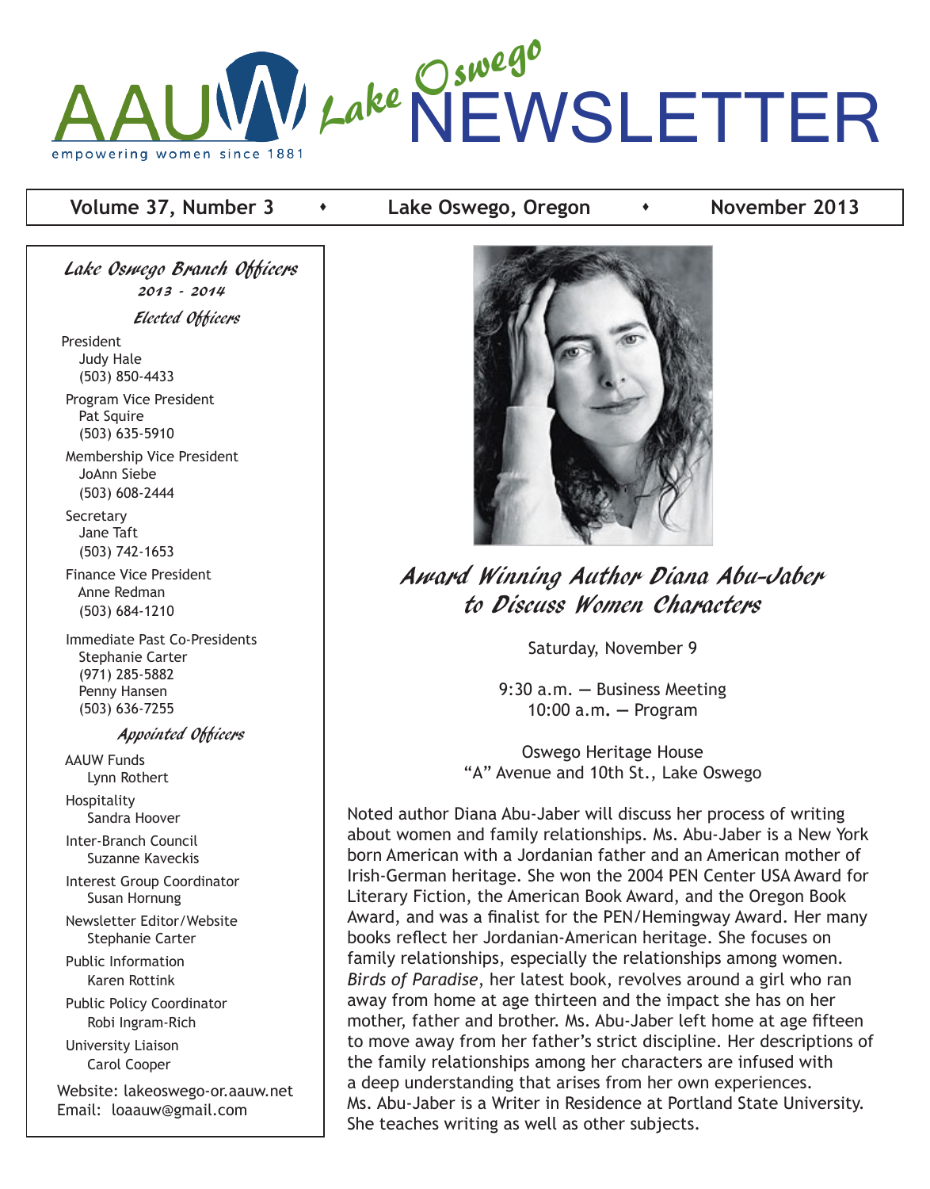# AAUW Lake Oswego NEWSLETTER

empowering women since 1881

**Volume 37, Number 3** • **Lake Oswego, Oregon** • **November 2013**

### *Lake Oswego Branch Officers*

*2013 - 2014*

#### *Elected Officers*

President
Judy Hale
(503) 850-4433

Program Vice President
Pat Squire
(503) 635-5910

Membership Vice President
JoAnn Siebe
(503) 608-2444

Secretary
Jane Taft
(503) 742-1653

Finance Vice President
Anne Redman
(503) 684-1210

Immediate Past Co-Presidents
Stephanie Carter
(971) 285-5882
Penny Hansen
(503) 636-7255

#### *Appointed Officers*

AAUW Funds
Lynn Rothert

Hospitality
Sandra Hoover

Inter-Branch Council
Suzanne Kaveckis

Interest Group Coordinator
Susan Hornung

Newsletter Editor/Website
Stephanie Carter

Public Information
Karen Rottink

Public Policy Coordinator
Robi Ingram-Rich

University Liaison
Carol Cooper

Website: lakeoswego-or.aauw.net
Email: loaauw@gmail.com

## *Award Winning Author Diana Abu-Jaber to Discuss Women Characters*

Saturday, November 9

9:30 a.m. — Business Meeting
10:00 a.m. — Program

Oswego Heritage House
"A" Avenue and 10th St., Lake Oswego

Noted author Diana Abu-Jaber will discuss her process of writing about women and family relationships. Ms. Abu-Jaber is a New York born American with a Jordanian father and an American mother of Irish-German heritage. She won the 2004 PEN Center USA Award for Literary Fiction, the American Book Award, and the Oregon Book Award, and was a finalist for the PEN/Hemingway Award. Her many books reflect her Jordanian-American heritage. She focuses on family relationships, especially the relationships among women. *Birds of Paradise*, her latest book, revolves around a girl who ran away from home at age thirteen and the impact she has on her mother, father and brother. Ms. Abu-Jaber left home at age fifteen to move away from her father's strict discipline. Her descriptions of the family relationships among her characters are infused with a deep understanding that arises from her own experiences. Ms. Abu-Jaber is a Writer in Residence at Portland State University. She teaches writing as well as other subjects.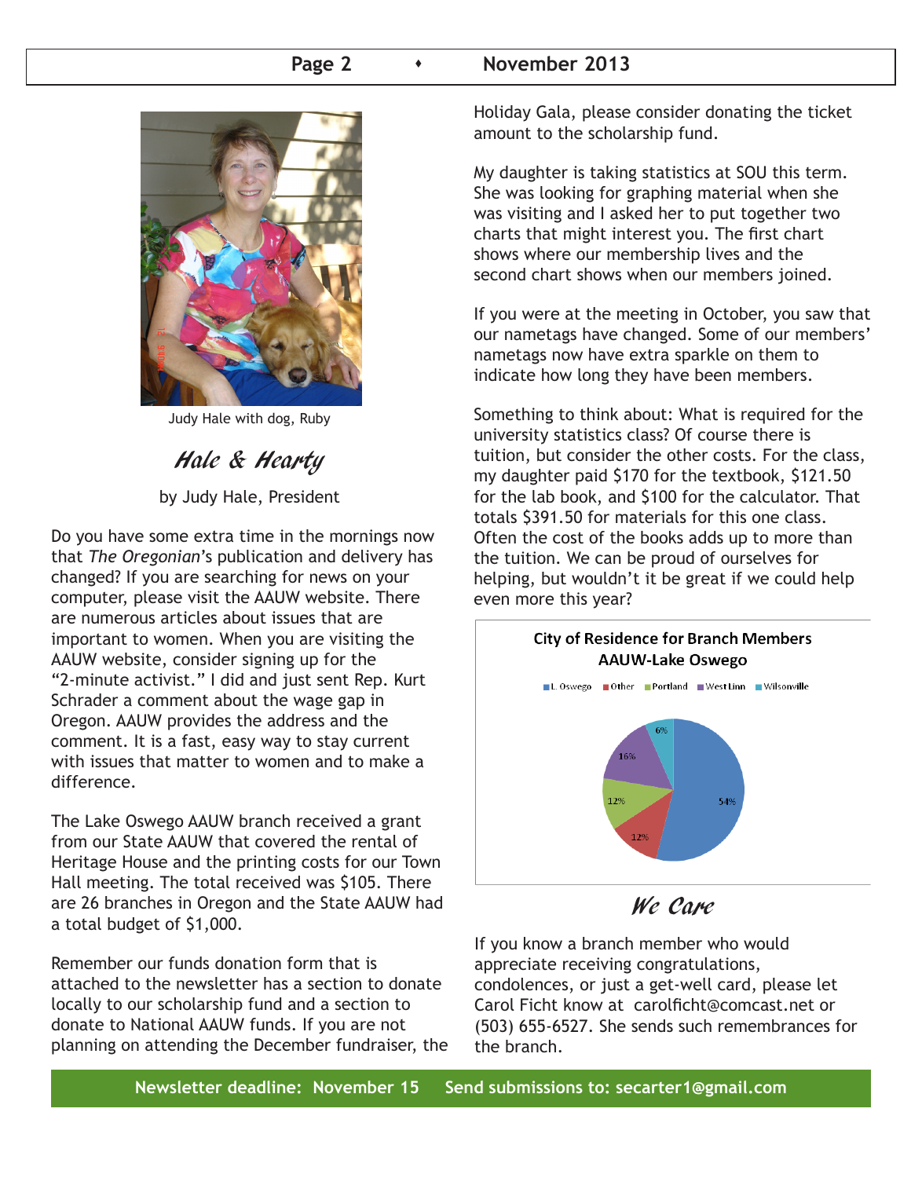Judy Hale with dog, Ruby

## *Hale & Hearty*

by Judy Hale, President

Do you have some extra time in the mornings now that *The Oregonian*'s publication and delivery has changed? If you are searching for news on your computer, please visit the AAUW website. There are numerous articles about issues that are important to women. When you are visiting the AAUW website, consider signing up for the "2-minute activist." I did and just sent Rep. Kurt Schrader a comment about the wage gap in Oregon. AAUW provides the address and the comment. It is a fast, easy way to stay current with issues that matter to women and to make a difference.

The Lake Oswego AAUW branch received a grant from our State AAUW that covered the rental of Heritage House and the printing costs for our Town Hall meeting. The total received was $105. There are 26 branches in Oregon and the State AAUW had a total budget of $1,000.

Remember our funds donation form that is attached to the newsletter has a section to donate locally to our scholarship fund and a section to donate to National AAUW funds. If you are not planning on attending the December fundraiser, the Holiday Gala, please consider donating the ticket amount to the scholarship fund.

My daughter is taking statistics at SOU this term. She was looking for graphing material when she was visiting and I asked her to put together two charts that might interest you. The first chart shows where our membership lives and the second chart shows when our members joined.

If you were at the meeting in October, you saw that our nametags have changed. Some of our members' nametags now have extra sparkle on them to indicate how long they have been members.

Something to think about: What is required for the university statistics class? Of course there is tuition, but consider the other costs. For the class, my daughter paid $170 for the textbook, $121.50 for the lab book, and $100 for the calculator. That totals $391.50 for materials for this one class. Often the cost of the books adds up to more than the tuition. We can be proud of ourselves for helping, but wouldn't it be great if we could help even more this year?

**City of Residence for Branch Members AAUW-Lake Oswego**

| City | Percent |
|---|---|
| L. Oswego | 54% |
| Other | 12% |
| Portland | 12% |
| West Linn | 16% |
| Wilsonville | 6% |

## *We Care*

If you know a branch member who would appreciate receiving congratulations, condolences, or just a get-well card, please let Carol Ficht know at carolficht@comcast.net or (503) 655-6527. She sends such remembrances for the branch.

**Newsletter deadline: November 15 Send submissions to: secarter1@gmail.com**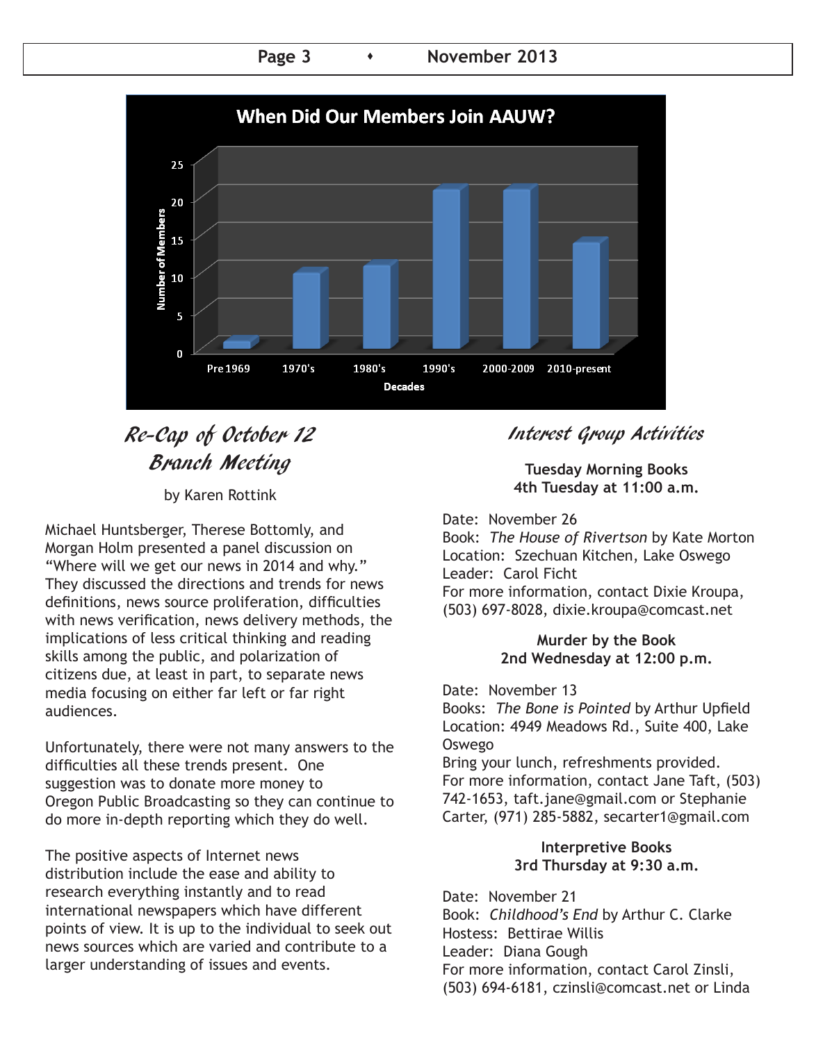**When Did Our Members Join AAUW?**

| Decades | Number of Members |
| --- | --- |
| Pre 1969 | 1 |
| 1970's | 10 |
| 1980's | 11 |
| 1990's | 21 |
| 2000-2009 | 21 |
| 2010-present | 14 |

## Re-Cap of October 12 Branch Meeting

by Karen Rottink

Michael Huntsberger, Therese Bottomly, and Morgan Holm presented a panel discussion on "Where will we get our news in 2014 and why." They discussed the directions and trends for news definitions, news source proliferation, difficulties with news verification, news delivery methods, the implications of less critical thinking and reading skills among the public, and polarization of citizens due, at least in part, to separate news media focusing on either far left or far right audiences.

Unfortunately, there were not many answers to the difficulties all these trends present. One suggestion was to donate more money to Oregon Public Broadcasting so they can continue to do more in-depth reporting which they do well.

The positive aspects of Internet news distribution include the ease and ability to research everything instantly and to read international newspapers which have different points of view. It is up to the individual to seek out news sources which are varied and contribute to a larger understanding of issues and events.

## Interest Group Activities

**Tuesday Morning Books**
**4th Tuesday at 11:00 a.m.**

Date: November 26
Book: *The House of Rivertson* by Kate Morton
Location: Szechuan Kitchen, Lake Oswego
Leader: Carol Ficht
For more information, contact Dixie Kroupa, (503) 697-8028, dixie.kroupa@comcast.net

**Murder by the Book**
**2nd Wednesday at 12:00 p.m.**

Date: November 13
Books: *The Bone is Pointed* by Arthur Upfield
Location: 4949 Meadows Rd., Suite 400, Lake Oswego
Bring your lunch, refreshments provided.
For more information, contact Jane Taft, (503) 742-1653, taft.jane@gmail.com or Stephanie Carter, (971) 285-5882, secarter1@gmail.com

**Interpretive Books**
**3rd Thursday at 9:30 a.m.**

Date: November 21
Book: *Childhood's End* by Arthur C. Clarke
Hostess: Bettirae Willis
Leader: Diana Gough
For more information, contact Carol Zinsli, (503) 694-6181, czinsli@comcast.net or Linda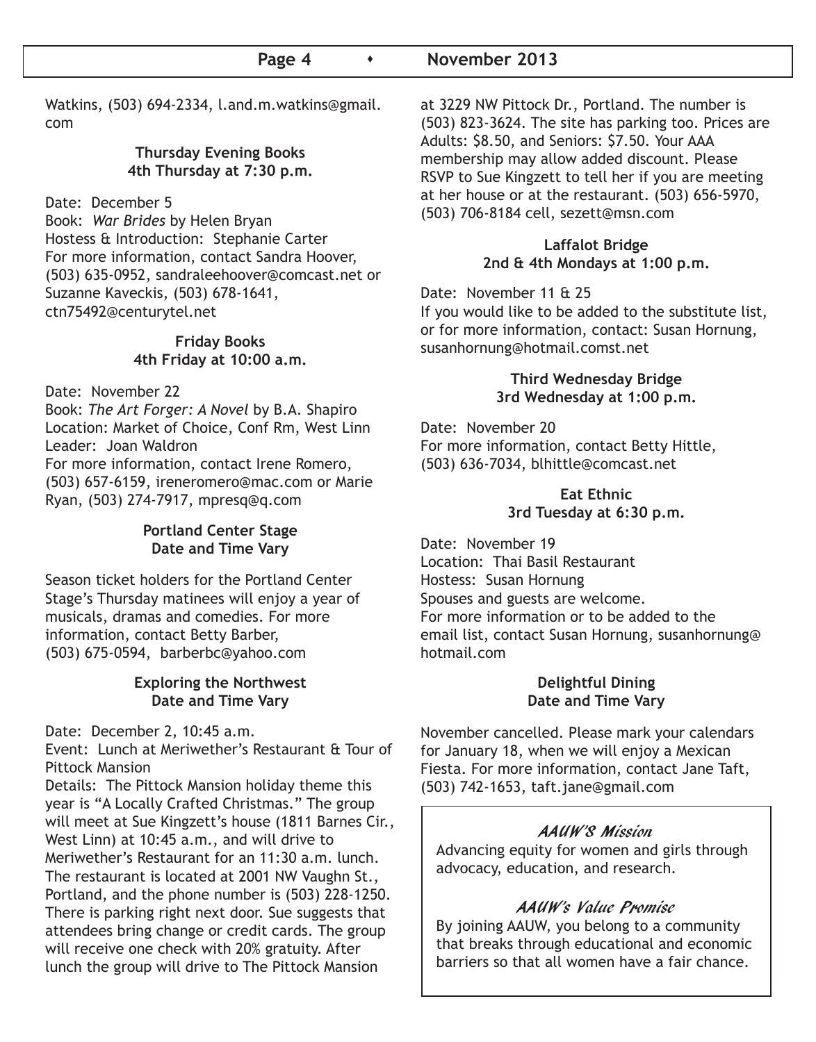Watkins, (503) 694-2334, l.and.m.watkins@gmail.com

### Thursday Evening Books
**4th Thursday at 7:30 p.m.**

Date: December 5
Book: *War Brides* by Helen Bryan
Hostess & Introduction: Stephanie Carter
For more information, contact Sandra Hoover, (503) 635-0952, sandraleehoover@comcast.net or Suzanne Kaveckis, (503) 678-1641, ctn75492@centurytel.net

### Friday Books
**4th Friday at 10:00 a.m.**

Date: November 22
Book: *The Art Forger: A Novel* by B.A. Shapiro
Location: Market of Choice, Conf Rm, West Linn
Leader: Joan Waldron
For more information, contact Irene Romero, (503) 657-6159, ireneromero@mac.com or Marie Ryan, (503) 274-7917, mpresq@q.com

### Portland Center Stage
**Date and Time Vary**

Season ticket holders for the Portland Center Stage's Thursday matinees will enjoy a year of musicals, dramas and comedies. For more information, contact Betty Barber, (503) 675-0594, barberbc@yahoo.com

### Exploring the Northwest
**Date and Time Vary**

Date: December 2, 10:45 a.m.
Event: Lunch at Meriwether's Restaurant & Tour of Pittock Mansion
Details: The Pittock Mansion holiday theme this year is "A Locally Crafted Christmas." The group will meet at Sue Kingzett's house (1811 Barnes Cir., West Linn) at 10:45 a.m., and will drive to Meriwether's Restaurant for an 11:30 a.m. lunch. The restaurant is located at 2001 NW Vaughn St., Portland, and the phone number is (503) 228-1250. There is parking right next door. Sue suggests that attendees bring change or credit cards. The group will receive one check with 20% gratuity. After lunch the group will drive to The Pittock Mansion at 3229 NW Pittock Dr., Portland. The number is (503) 823-3624. The site has parking too. Prices are Adults: $8.50, and Seniors: $7.50. Your AAA membership may allow added discount. Please RSVP to Sue Kingzett to tell her if you are meeting at her house or at the restaurant. (503) 656-5970, (503) 706-8184 cell, sezett@msn.com

### Laffalot Bridge
**2nd & 4th Mondays at 1:00 p.m.**

Date: November 11 & 25
If you would like to be added to the substitute list, or for more information, contact: Susan Hornung, susanhornung@hotmail.comst.net

### Third Wednesday Bridge
**3rd Wednesday at 1:00 p.m.**

Date: November 20
For more information, contact Betty Hittle, (503) 636-7034, blhittle@comcast.net

### Eat Ethnic
**3rd Tuesday at 6:30 p.m.**

Date: November 19
Location: Thai Basil Restaurant
Hostess: Susan Hornung
Spouses and guests are welcome.
For more information or to be added to the email list, contact Susan Hornung, susanhornung@hotmail.com

### Delightful Dining
**Date and Time Vary**

November cancelled. Please mark your calendars for January 18, when we will enjoy a Mexican Fiesta. For more information, contact Jane Taft, (503) 742-1653, taft.jane@gmail.com

### *AAUW'S Mission*

Advancing equity for women and girls through advocacy, education, and research.

### *AAUW's Value Promise*

By joining AAUW, you belong to a community that breaks through educational and economic barriers so that all women have a fair chance.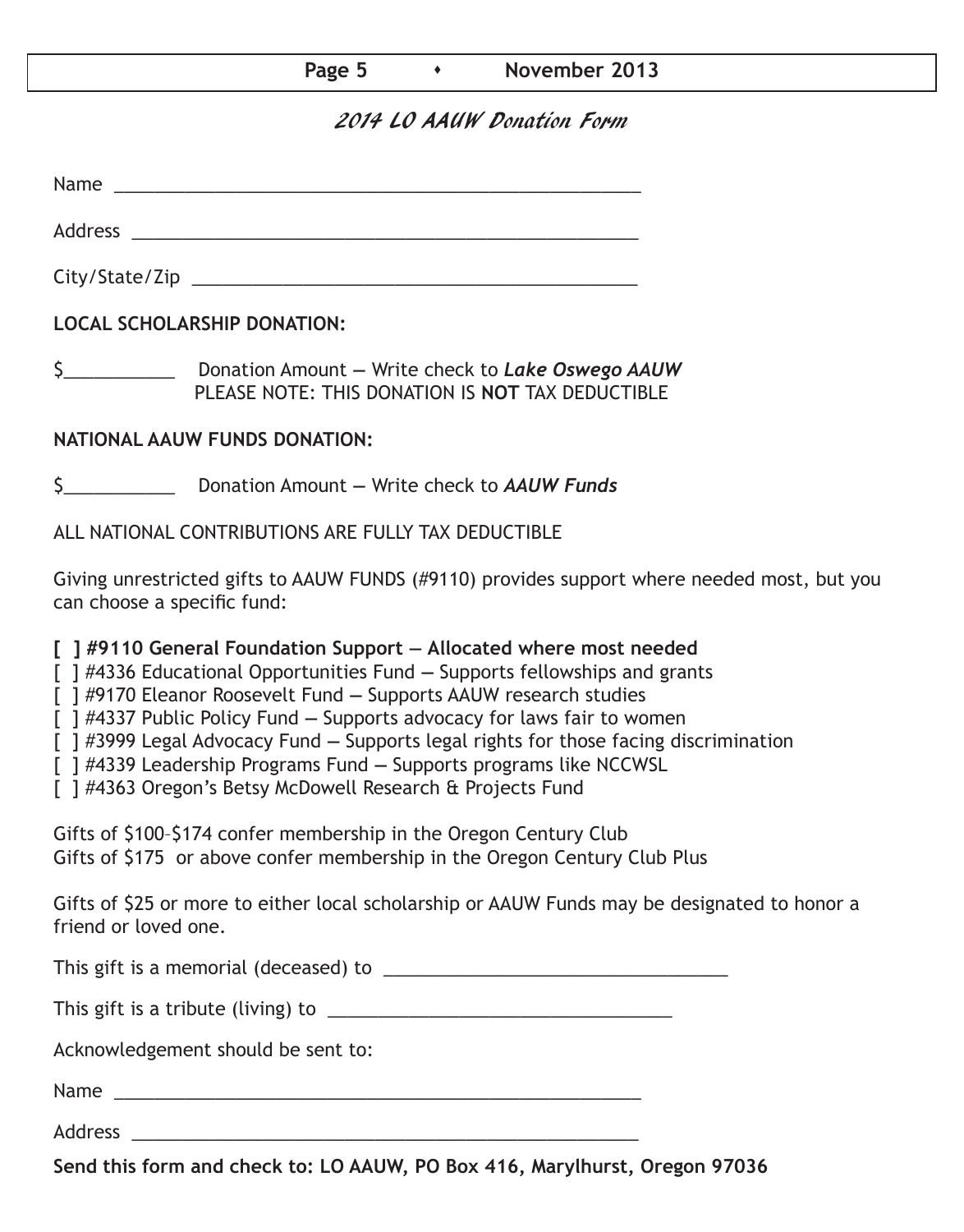## *2014 LO AAUW Donation Form*

Name ____________________________________________________

Address __________________________________________________

City/State/Zip _____________________________________________

**LOCAL SCHOLARSHIP DONATION:**

$___________ Donation Amount — Write check to ***Lake Oswego AAUW***
PLEASE NOTE: THIS DONATION IS **NOT** TAX DEDUCTIBLE

**NATIONAL AAUW FUNDS DONATION:**

$___________ Donation Amount — Write check to ***AAUW Funds***

ALL NATIONAL CONTRIBUTIONS ARE FULLY TAX DEDUCTIBLE

Giving unrestricted gifts to AAUW FUNDS (#9110) provides support where needed most, but you can choose a specific fund:

**[ ] #9110 General Foundation Support — Allocated where most needed**
[ ] #4336 Educational Opportunities Fund — Supports fellowships and grants
[ ] #9170 Eleanor Roosevelt Fund — Supports AAUW research studies
[ ] #4337 Public Policy Fund — Supports advocacy for laws fair to women
[ ] #3999 Legal Advocacy Fund — Supports legal rights for those facing discrimination
[ ] #4339 Leadership Programs Fund — Supports programs like NCCWSL
[ ] #4363 Oregon's Betsy McDowell Research & Projects Fund

Gifts of $100–$174 confer membership in the Oregon Century Club
Gifts of $175 or above confer membership in the Oregon Century Club Plus

Gifts of $25 or more to either local scholarship or AAUW Funds may be designated to honor a friend or loved one.

This gift is a memorial (deceased) to ________________________________

This gift is a tribute (living) to ________________________________

Acknowledgement should be sent to:

Name ____________________________________________________

Address __________________________________________________

**Send this form and check to: LO AAUW, PO Box 416, Marylhurst, Oregon 97036**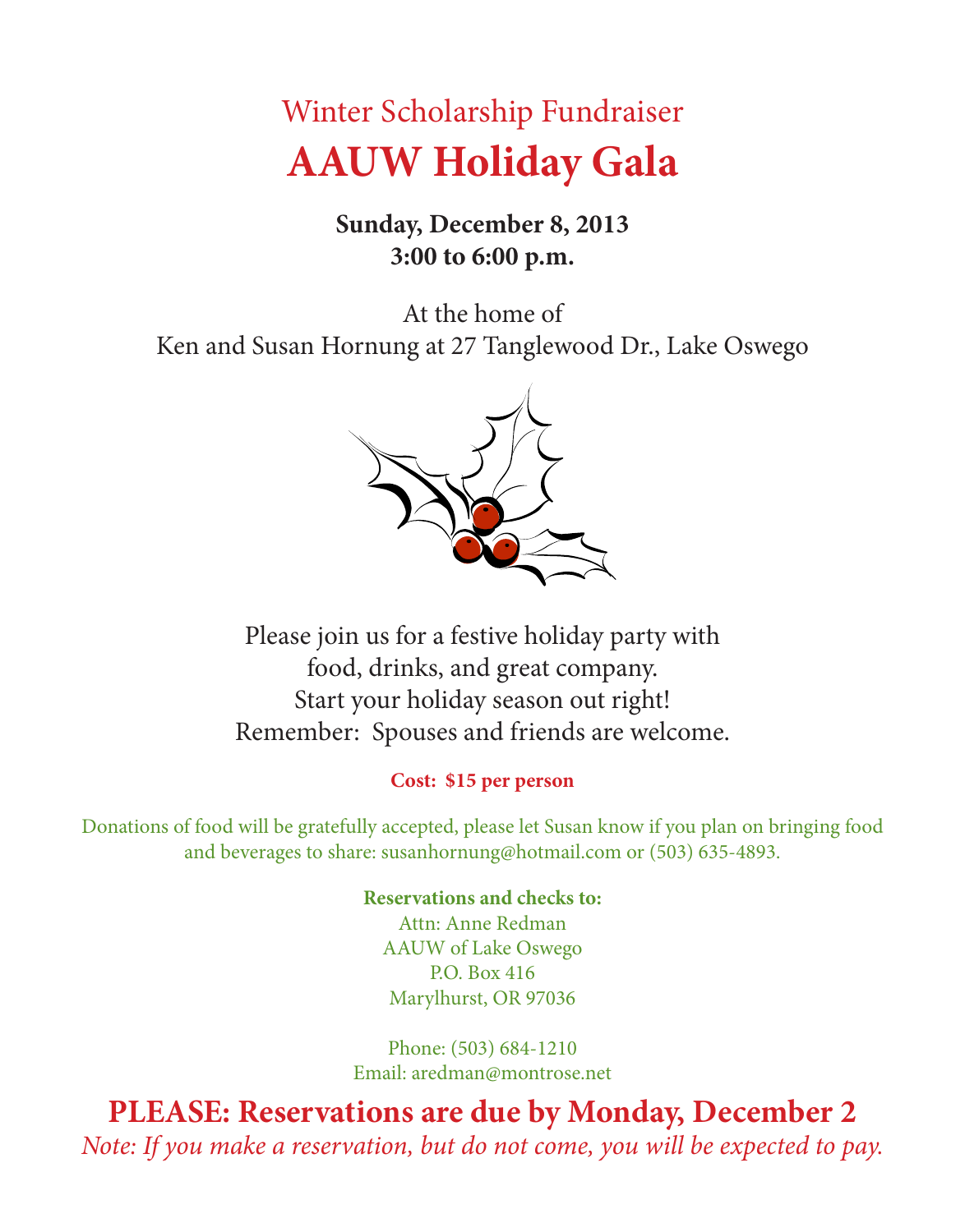Winter Scholarship Fundraiser

# AAUW Holiday Gala

**Sunday, December 8, 2013**
**3:00 to 6:00 p.m.**

At the home of
Ken and Susan Hornung at 27 Tanglewood Dr., Lake Oswego

Please join us for a festive holiday party with
food, drinks, and great company.
Start your holiday season out right!
Remember: Spouses and friends are welcome.

**Cost: $15 per person**

Donations of food will be gratefully accepted, please let Susan know if you plan on bringing food and beverages to share: susanhornung@hotmail.com or (503) 635-4893.

**Reservations and checks to:**
Attn: Anne Redman
AAUW of Lake Oswego
P.O. Box 416
Marylhurst, OR 97036

Phone: (503) 684-1210
Email: aredman@montrose.net

**PLEASE: Reservations are due by Monday, December 2**

*Note: If you make a reservation, but do not come, you will be expected to pay.*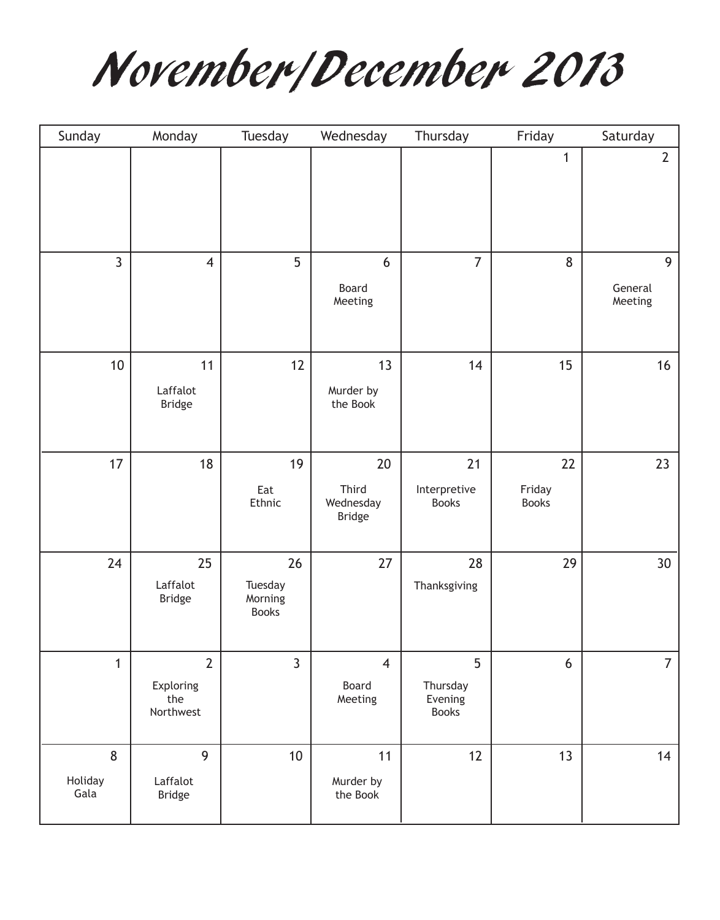# November/December 2013

| Sunday | Monday | Tuesday | Wednesday | Thursday | Friday | Saturday |
|---|---|---|---|---|---|---|
| | | | | | 1 | 2 |
| 3 | 4 | 5 | 6 Board Meeting | 7 | 8 | 9 General Meeting |
| 10 | 11 Laffalot Bridge | 12 | 13 Murder by the Book | 14 | 15 | 16 |
| 17 | 18 | 19 Eat Ethnic | 20 Third Wednesday Bridge | 21 Interpretive Books | 22 Friday Books | 23 |
| 24 | 25 Laffalot Bridge | 26 Tuesday Morning Books | 27 | 28 Thanksgiving | 29 | 30 |
| 1 | 2 Exploring the Northwest | 3 | 4 Board Meeting | 5 Thursday Evening Books | 6 | 7 |
| 8 Holiday Gala | 9 Laffalot Bridge | 10 | 11 Murder by the Book | 12 | 13 | 14 |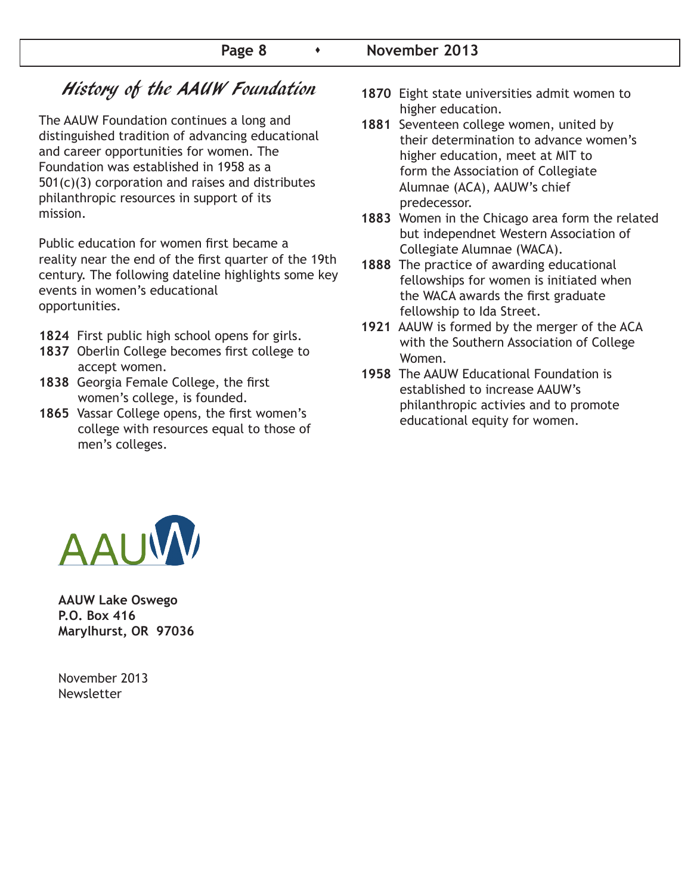## History of the AAUW Foundation

The AAUW Foundation continues a long and distinguished tradition of advancing educational and career opportunities for women. The Foundation was established in 1958 as a 501(c)(3) corporation and raises and distributes philanthropic resources in support of its mission.

Public education for women first became a reality near the end of the first quarter of the 19th century. The following dateline highlights some key events in women's educational opportunities.

**1824** First public high school opens for girls.

**1837** Oberlin College becomes first college to accept women.

**1838** Georgia Female College, the first women's college, is founded.

**1865** Vassar College opens, the first women's college with resources equal to those of men's colleges.

**1870** Eight state universities admit women to higher education.

**1881** Seventeen college women, united by their determination to advance women's higher education, meet at MIT to form the Association of Collegiate Alumnae (ACA), AAUW's chief predecessor.

**1883** Women in the Chicago area form the related but independnet Western Association of Collegiate Alumnae (WACA).

**1888** The practice of awarding educational fellowships for women is initiated when the WACA awards the first graduate fellowship to Ida Street.

**1921** AAUW is formed by the merger of the ACA with the Southern Association of College Women.

**1958** The AAUW Educational Foundation is established to increase AAUW's philanthropic activies and to promote educational equity for women.

AAUW

**AAUW Lake Oswego**
**P.O. Box 416**
**Marylhurst, OR 97036**

November 2013
Newsletter